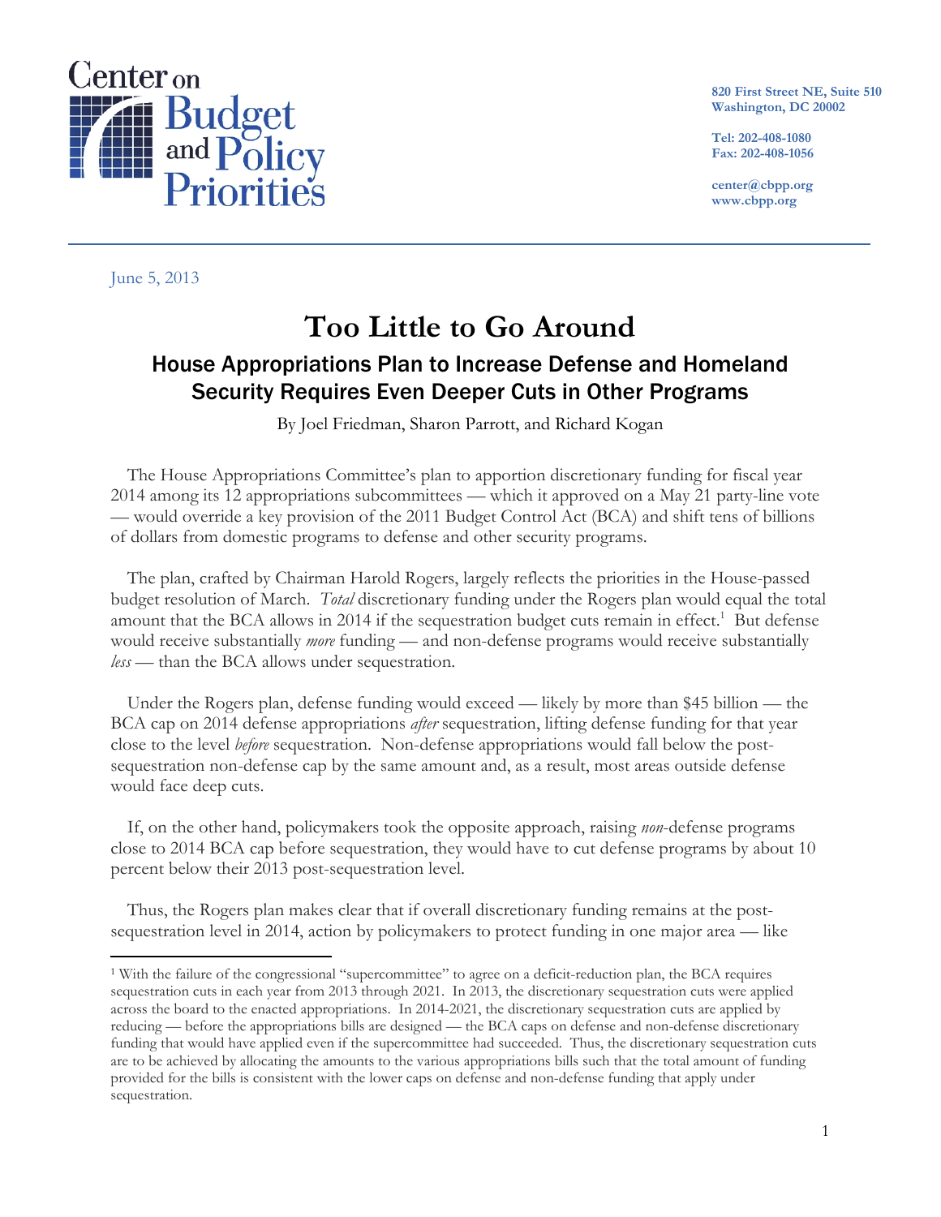Center on Budget and Policy Priorities

820 First Street NE, Suite 510
Washington, DC 20002

Tel: 202-408-1080
Fax: 202-408-1056

center@cbpp.org
www.cbpp.org

June 5, 2013

# Too Little to Go Around

## House Appropriations Plan to Increase Defense and Homeland Security Requires Even Deeper Cuts in Other Programs

By Joel Friedman, Sharon Parrott, and Richard Kogan

The House Appropriations Committee's plan to apportion discretionary funding for fiscal year 2014 among its 12 appropriations subcommittees — which it approved on a May 21 party-line vote — would override a key provision of the 2011 Budget Control Act (BCA) and shift tens of billions of dollars from domestic programs to defense and other security programs.

The plan, crafted by Chairman Harold Rogers, largely reflects the priorities in the House-passed budget resolution of March. *Total* discretionary funding under the Rogers plan would equal the total amount that the BCA allows in 2014 if the sequestration budget cuts remain in effect.[1] But defense would receive substantially *more* funding — and non-defense programs would receive substantially *less* — than the BCA allows under sequestration.

Under the Rogers plan, defense funding would exceed — likely by more than $45 billion — the BCA cap on 2014 defense appropriations *after* sequestration, lifting defense funding for that year close to the level *before* sequestration. Non-defense appropriations would fall below the post-sequestration non-defense cap by the same amount and, as a result, most areas outside defense would face deep cuts.

If, on the other hand, policymakers took the opposite approach, raising *non*-defense programs close to 2014 BCA cap before sequestration, they would have to cut defense programs by about 10 percent below their 2013 post-sequestration level.

Thus, the Rogers plan makes clear that if overall discretionary funding remains at the post-sequestration level in 2014, action by policymakers to protect funding in one major area — like

[1] With the failure of the congressional "supercommittee" to agree on a deficit-reduction plan, the BCA requires sequestration cuts in each year from 2013 through 2021. In 2013, the discretionary sequestration cuts were applied across the board to the enacted appropriations. In 2014-2021, the discretionary sequestration cuts are applied by reducing — before the appropriations bills are designed — the BCA caps on defense and non-defense discretionary funding that would have applied even if the supercommittee had succeeded. Thus, the discretionary sequestration cuts are to be achieved by allocating the amounts to the various appropriations bills such that the total amount of funding provided for the bills is consistent with the lower caps on defense and non-defense funding that apply under sequestration.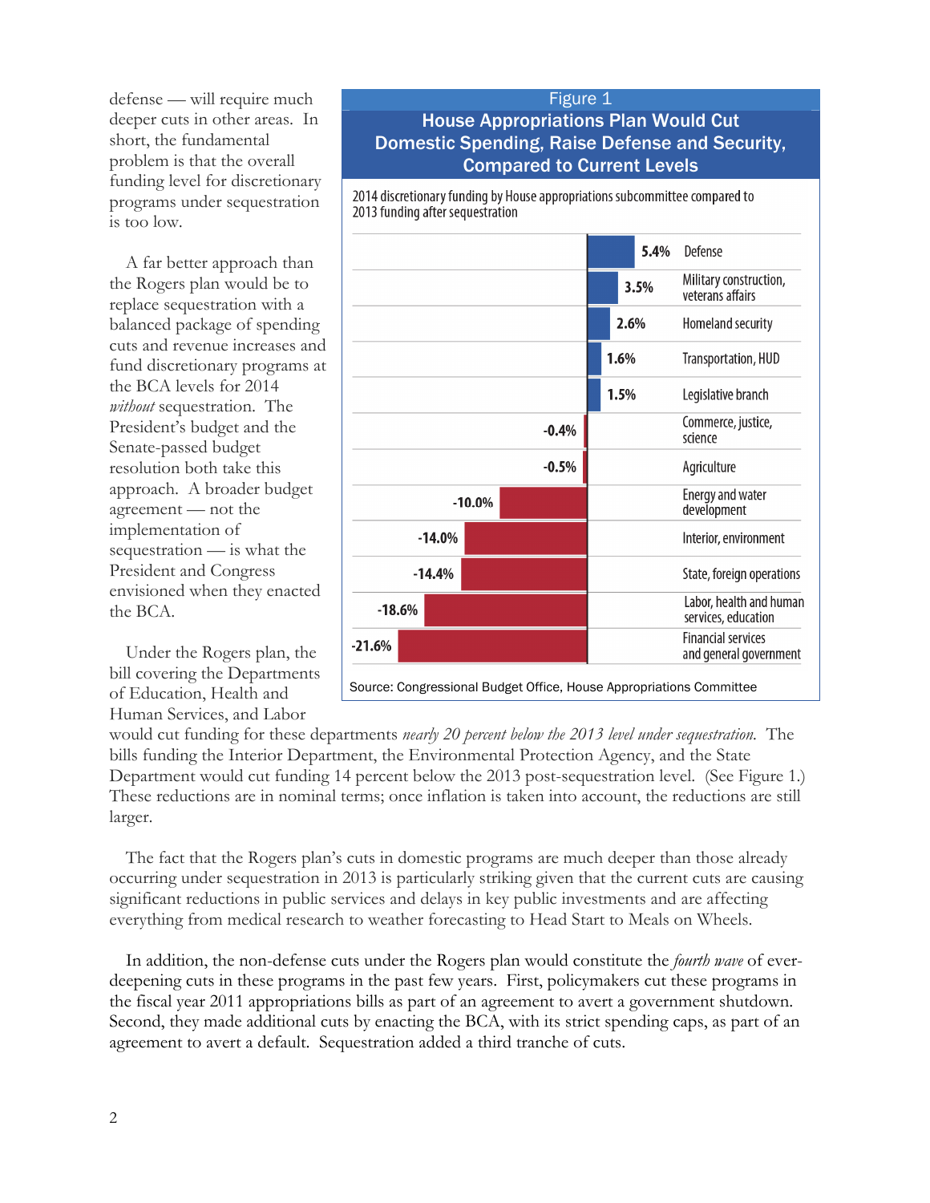defense — will require much deeper cuts in other areas. In short, the fundamental problem is that the overall funding level for discretionary programs under sequestration is too low.

A far better approach than the Rogers plan would be to replace sequestration with a balanced package of spending cuts and revenue increases and fund discretionary programs at the BCA levels for 2014 *without* sequestration. The President's budget and the Senate-passed budget resolution both take this approach. A broader budget agreement — not the implementation of sequestration — is what the President and Congress envisioned when they enacted the BCA.

Under the Rogers plan, the bill covering the Departments of Education, Health and Human Services, and Labor would cut funding for these departments *nearly 20 percent below the 2013 level under sequestration.* The bills funding the Interior Department, the Environmental Protection Agency, and the State Department would cut funding 14 percent below the 2013 post-sequestration level. (See Figure 1.) These reductions are in nominal terms; once inflation is taken into account, the reductions are still larger.

**Figure 1**

**House Appropriations Plan Would Cut Domestic Spending, Raise Defense and Security, Compared to Current Levels**

2014 discretionary funding by House appropriations subcommittee compared to 2013 funding after sequestration

| Subcommittee | Change |
|---|---|
| Defense | 5.4% |
| Military construction, veterans affairs | 3.5% |
| Homeland security | 2.6% |
| Transportation, HUD | 1.6% |
| Legislative branch | 1.5% |
| Commerce, justice, science | -0.4% |
| Agriculture | -0.5% |
| Energy and water development | -10.0% |
| Interior, environment | -14.0% |
| State, foreign operations | -14.4% |
| Labor, health and human services, education | -18.6% |
| Financial services and general government | -21.6% |

Source: Congressional Budget Office, House Appropriations Committee

The fact that the Rogers plan's cuts in domestic programs are much deeper than those already occurring under sequestration in 2013 is particularly striking given that the current cuts are causing significant reductions in public services and delays in key public investments and are affecting everything from medical research to weather forecasting to Head Start to Meals on Wheels.

In addition, the non-defense cuts under the Rogers plan would constitute the *fourth wave* of ever-deepening cuts in these programs in the past few years. First, policymakers cut these programs in the fiscal year 2011 appropriations bills as part of an agreement to avert a government shutdown. Second, they made additional cuts by enacting the BCA, with its strict spending caps, as part of an agreement to avert a default. Sequestration added a third tranche of cuts.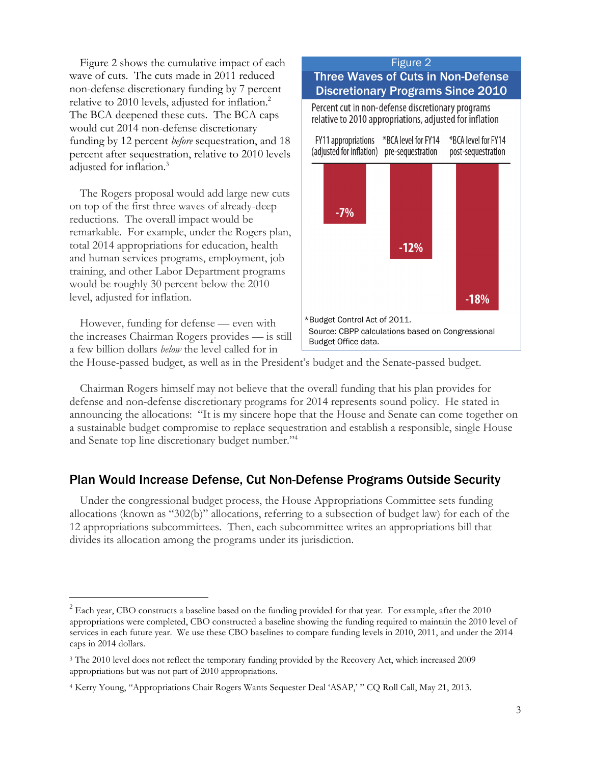Figure 2 shows the cumulative impact of each wave of cuts. The cuts made in 2011 reduced non-defense discretionary funding by 7 percent relative to 2010 levels, adjusted for inflation.[2] The BCA deepened these cuts. The BCA caps would cut 2014 non-defense discretionary funding by 12 percent *before* sequestration, and 18 percent after sequestration, relative to 2010 levels adjusted for inflation.[3]

The Rogers proposal would add large new cuts on top of the first three waves of already-deep reductions. The overall impact would be remarkable. For example, under the Rogers plan, total 2014 appropriations for education, health and human services programs, employment, job training, and other Labor Department programs would be roughly 30 percent below the 2010 level, adjusted for inflation.

However, funding for defense — even with the increases Chairman Rogers provides — is still a few billion dollars *below* the level called for in the House-passed budget, as well as in the President's budget and the Senate-passed budget.

Figure 2

**Three Waves of Cuts in Non-Defense Discretionary Programs Since 2010**

Percent cut in non-defense discretionary programs relative to 2010 appropriations, adjusted for inflation

| FY11 appropriations (adjusted for inflation) | *BCA level for FY14 pre-sequestration | *BCA level for FY14 post-sequestration |
|---|---|---|
| -7% | -12% | -18% |

*Budget Control Act of 2011.

Source: CBPP calculations based on Congressional Budget Office data.

Chairman Rogers himself may not believe that the overall funding that his plan provides for defense and non-defense discretionary programs for 2014 represents sound policy. He stated in announcing the allocations: "It is my sincere hope that the House and Senate can come together on a sustainable budget compromise to replace sequestration and establish a responsible, single House and Senate top line discretionary budget number."[4]

## Plan Would Increase Defense, Cut Non-Defense Programs Outside Security

Under the congressional budget process, the House Appropriations Committee sets funding allocations (known as "302(b)" allocations, referring to a subsection of budget law) for each of the 12 appropriations subcommittees. Then, each subcommittee writes an appropriations bill that divides its allocation among the programs under its jurisdiction.

---

[2] Each year, CBO constructs a baseline based on the funding provided for that year. For example, after the 2010 appropriations were completed, CBO constructed a baseline showing the funding required to maintain the 2010 level of services in each future year. We use these CBO baselines to compare funding levels in 2010, 2011, and under the 2014 caps in 2014 dollars.

[3] The 2010 level does not reflect the temporary funding provided by the Recovery Act, which increased 2009 appropriations but was not part of 2010 appropriations.

[4] Kerry Young, "Appropriations Chair Rogers Wants Sequester Deal 'ASAP,' " CQ Roll Call, May 21, 2013.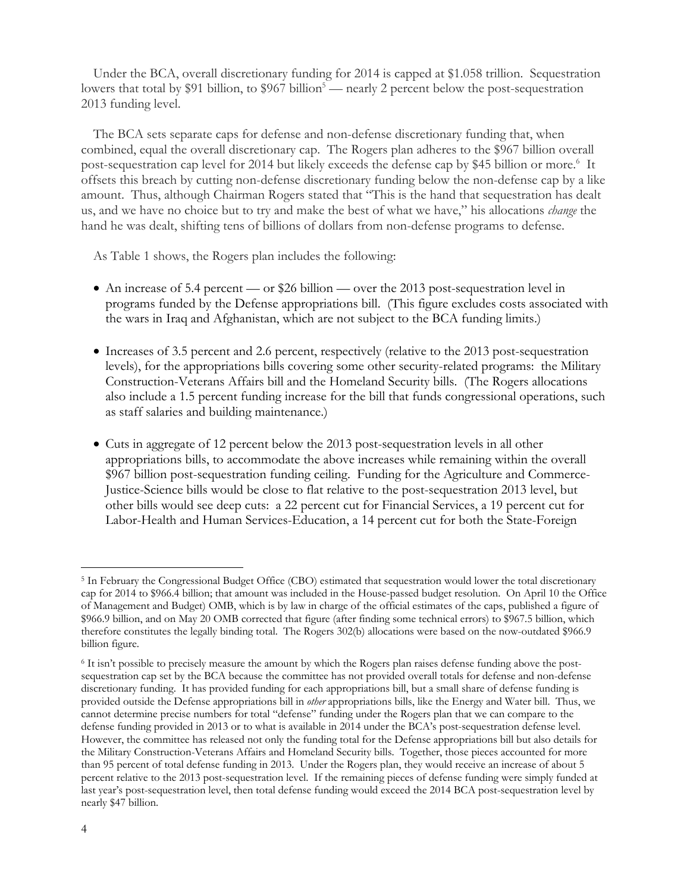Under the BCA, overall discretionary funding for 2014 is capped at $1.058 trillion. Sequestration lowers that total by $91 billion, to $967 billion[5] — nearly 2 percent below the post-sequestration 2013 funding level.

The BCA sets separate caps for defense and non-defense discretionary funding that, when combined, equal the overall discretionary cap. The Rogers plan adheres to the $967 billion overall post-sequestration cap level for 2014 but likely exceeds the defense cap by $45 billion or more.[6] It offsets this breach by cutting non-defense discretionary funding below the non-defense cap by a like amount. Thus, although Chairman Rogers stated that "This is the hand that sequestration has dealt us, and we have no choice but to try and make the best of what we have," his allocations *change* the hand he was dealt, shifting tens of billions of dollars from non-defense programs to defense.

As Table 1 shows, the Rogers plan includes the following:

- An increase of 5.4 percent — or $26 billion — over the 2013 post-sequestration level in programs funded by the Defense appropriations bill. (This figure excludes costs associated with the wars in Iraq and Afghanistan, which are not subject to the BCA funding limits.)
- Increases of 3.5 percent and 2.6 percent, respectively (relative to the 2013 post-sequestration levels), for the appropriations bills covering some other security-related programs: the Military Construction-Veterans Affairs bill and the Homeland Security bills. (The Rogers allocations also include a 1.5 percent funding increase for the bill that funds congressional operations, such as staff salaries and building maintenance.)
- Cuts in aggregate of 12 percent below the 2013 post-sequestration levels in all other appropriations bills, to accommodate the above increases while remaining within the overall $967 billion post-sequestration funding ceiling. Funding for the Agriculture and Commerce-Justice-Science bills would be close to flat relative to the post-sequestration 2013 level, but other bills would see deep cuts: a 22 percent cut for Financial Services, a 19 percent cut for Labor-Health and Human Services-Education, a 14 percent cut for both the State-Foreign

---

[5] In February the Congressional Budget Office (CBO) estimated that sequestration would lower the total discretionary cap for 2014 to $966.4 billion; that amount was included in the House-passed budget resolution. On April 10 the Office of Management and Budget) OMB, which is by law in charge of the official estimates of the caps, published a figure of $966.9 billion, and on May 20 OMB corrected that figure (after finding some technical errors) to $967.5 billion, which therefore constitutes the legally binding total. The Rogers 302(b) allocations were based on the now-outdated $966.9 billion figure.

[6] It isn't possible to precisely measure the amount by which the Rogers plan raises defense funding above the post-sequestration cap set by the BCA because the committee has not provided overall totals for defense and non-defense discretionary funding. It has provided funding for each appropriations bill, but a small share of defense funding is provided outside the Defense appropriations bill in *other* appropriations bills, like the Energy and Water bill. Thus, we cannot determine precise numbers for total "defense" funding under the Rogers plan that we can compare to the defense funding provided in 2013 or to what is available in 2014 under the BCA's post-sequestration defense level. However, the committee has released not only the funding total for the Defense appropriations bill but also details for the Military Construction-Veterans Affairs and Homeland Security bills. Together, those pieces accounted for more than 95 percent of total defense funding in 2013. Under the Rogers plan, they would receive an increase of about 5 percent relative to the 2013 post-sequestration level. If the remaining pieces of defense funding were simply funded at last year's post-sequestration level, then total defense funding would exceed the 2014 BCA post-sequestration level by nearly $47 billion.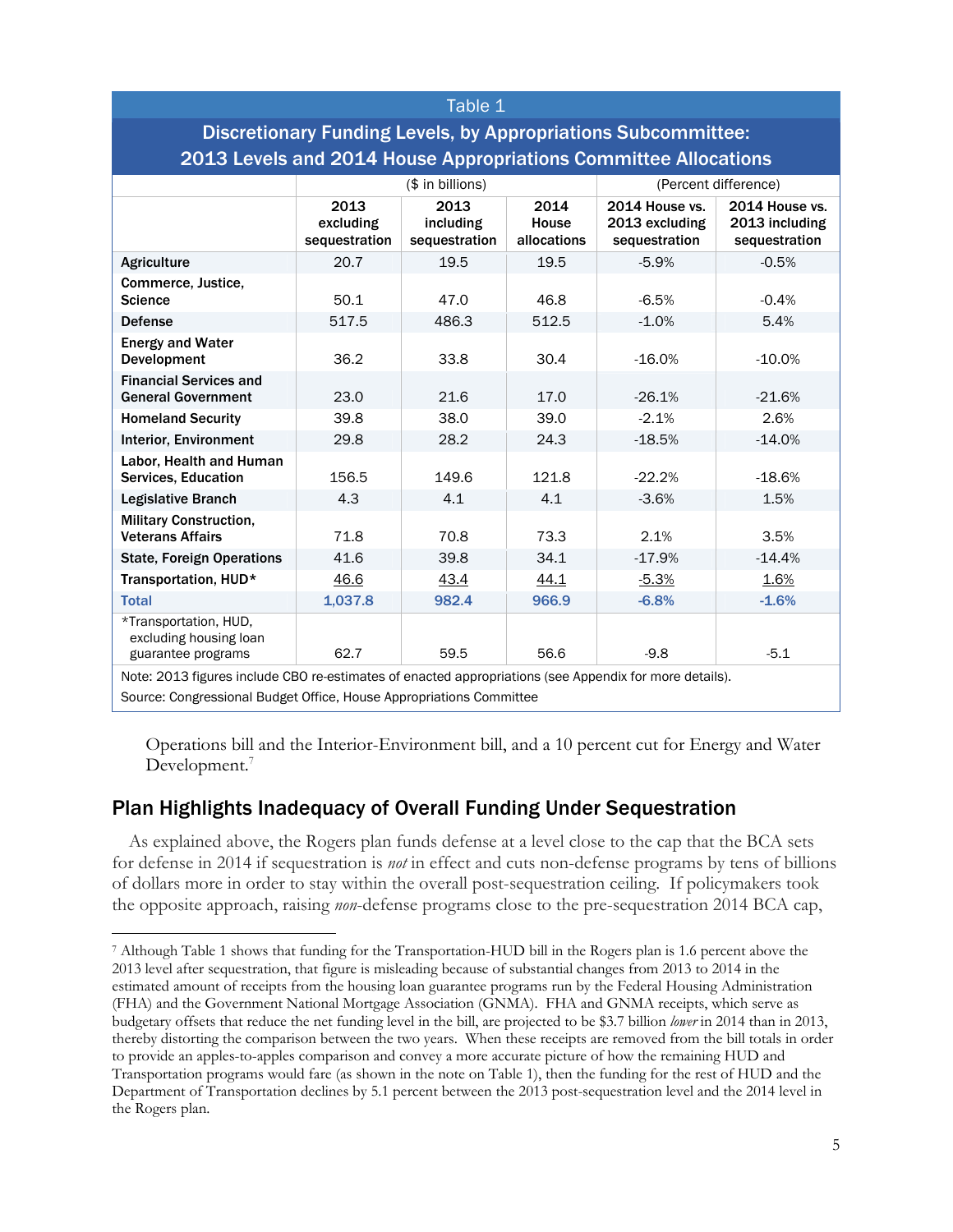| Table 1 | | | | | |
|---|---|---|---|---|---|
| **Discretionary Funding Levels, by Appropriations Subcommittee: 2013 Levels and 2014 House Appropriations Committee Allocations** | | | | | |
| | ($ in billions) | | | (Percent difference) | |
| | **2013 excluding sequestration** | **2013 including sequestration** | **2014 House allocations** | **2014 House vs. 2013 excluding sequestration** | **2014 House vs. 2013 including sequestration** |
| **Agriculture** | 20.7 | 19.5 | 19.5 | -5.9% | -0.5% |
| **Commerce, Justice, Science** | 50.1 | 47.0 | 46.8 | -6.5% | -0.4% |
| **Defense** | 517.5 | 486.3 | 512.5 | -1.0% | 5.4% |
| **Energy and Water Development** | 36.2 | 33.8 | 30.4 | -16.0% | -10.0% |
| **Financial Services and General Government** | 23.0 | 21.6 | 17.0 | -26.1% | -21.6% |
| **Homeland Security** | 39.8 | 38.0 | 39.0 | -2.1% | 2.6% |
| **Interior, Environment** | 29.8 | 28.2 | 24.3 | -18.5% | -14.0% |
| **Labor, Health and Human Services, Education** | 156.5 | 149.6 | 121.8 | -22.2% | -18.6% |
| **Legislative Branch** | 4.3 | 4.1 | 4.1 | -3.6% | 1.5% |
| **Military Construction, Veterans Affairs** | 71.8 | 70.8 | 73.3 | 2.1% | 3.5% |
| **State, Foreign Operations** | 41.6 | 39.8 | 34.1 | -17.9% | -14.4% |
| **Transportation, HUD*** | 46.6 | 43.4 | 44.1 | -5.3% | 1.6% |
| **Total** | **1,037.8** | **982.4** | **966.9** | **-6.8%** | **-1.6%** |
| *Transportation, HUD, excluding housing loan guarantee programs | 62.7 | 59.5 | 56.6 | -9.8 | -5.1 |

Note: 2013 figures include CBO re-estimates of enacted appropriations (see Appendix for more details).

Source: Congressional Budget Office, House Appropriations Committee

Operations bill and the Interior-Environment bill, and a 10 percent cut for Energy and Water Development.[7]

## Plan Highlights Inadequacy of Overall Funding Under Sequestration

As explained above, the Rogers plan funds defense at a level close to the cap that the BCA sets for defense in 2014 if sequestration is *not* in effect and cuts non-defense programs by tens of billions of dollars more in order to stay within the overall post-sequestration ceiling. If policymakers took the opposite approach, raising *non*-defense programs close to the pre-sequestration 2014 BCA cap,

[7] Although Table 1 shows that funding for the Transportation-HUD bill in the Rogers plan is 1.6 percent above the 2013 level after sequestration, that figure is misleading because of substantial changes from 2013 to 2014 in the estimated amount of receipts from the housing loan guarantee programs run by the Federal Housing Administration (FHA) and the Government National Mortgage Association (GNMA). FHA and GNMA receipts, which serve as budgetary offsets that reduce the net funding level in the bill, are projected to be $3.7 billion *lower* in 2014 than in 2013, thereby distorting the comparison between the two years. When these receipts are removed from the bill totals in order to provide an apples-to-apples comparison and convey a more accurate picture of how the remaining HUD and Transportation programs would fare (as shown in the note on Table 1), then the funding for the rest of HUD and the Department of Transportation declines by 5.1 percent between the 2013 post-sequestration level and the 2014 level in the Rogers plan.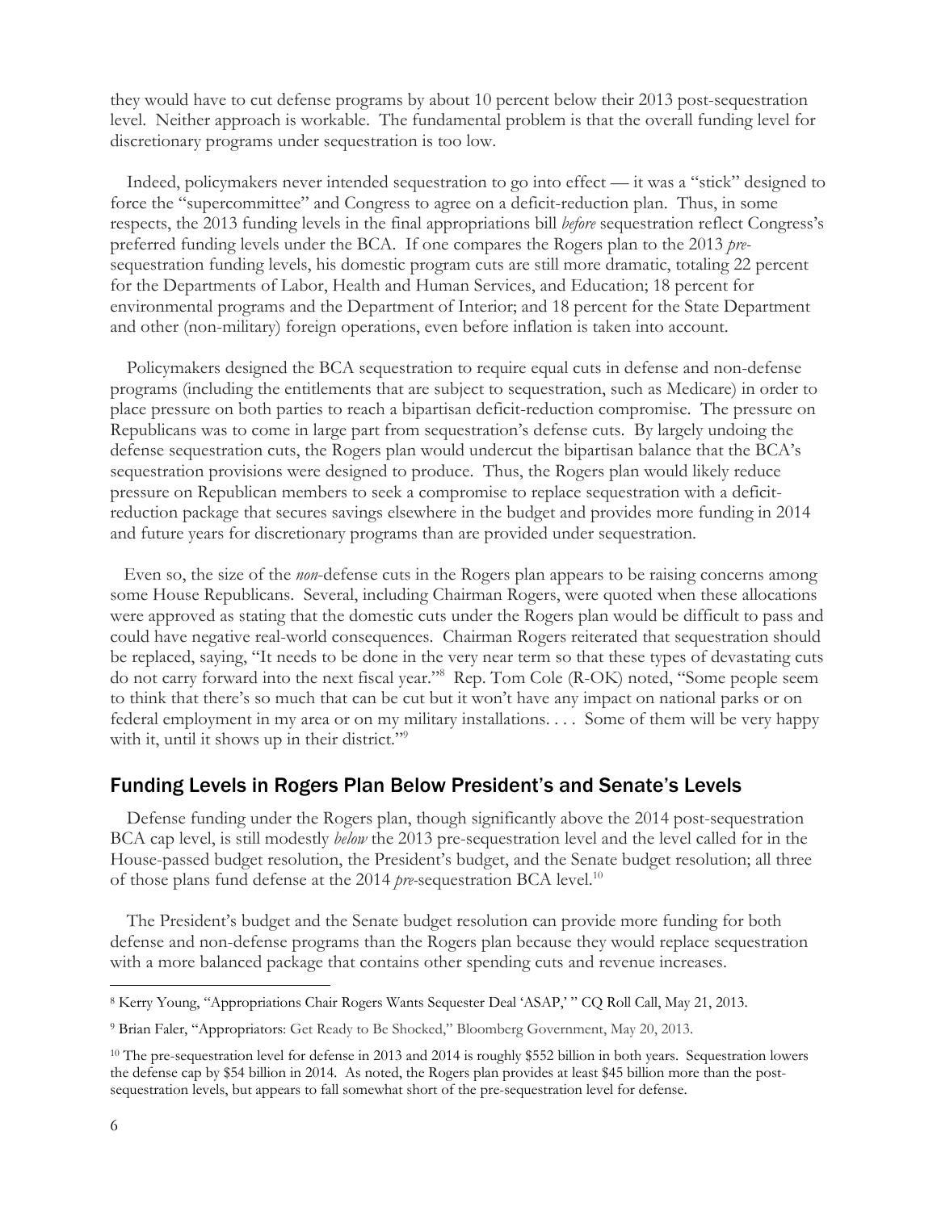they would have to cut defense programs by about 10 percent below their 2013 post-sequestration level. Neither approach is workable. The fundamental problem is that the overall funding level for discretionary programs under sequestration is too low.

Indeed, policymakers never intended sequestration to go into effect — it was a "stick" designed to force the "supercommittee" and Congress to agree on a deficit-reduction plan. Thus, in some respects, the 2013 funding levels in the final appropriations bill *before* sequestration reflect Congress's preferred funding levels under the BCA. If one compares the Rogers plan to the 2013 *pre*-sequestration funding levels, his domestic program cuts are still more dramatic, totaling 22 percent for the Departments of Labor, Health and Human Services, and Education; 18 percent for environmental programs and the Department of Interior; and 18 percent for the State Department and other (non-military) foreign operations, even before inflation is taken into account.

Policymakers designed the BCA sequestration to require equal cuts in defense and non-defense programs (including the entitlements that are subject to sequestration, such as Medicare) in order to place pressure on both parties to reach a bipartisan deficit-reduction compromise. The pressure on Republicans was to come in large part from sequestration's defense cuts. By largely undoing the defense sequestration cuts, the Rogers plan would undercut the bipartisan balance that the BCA's sequestration provisions were designed to produce. Thus, the Rogers plan would likely reduce pressure on Republican members to seek a compromise to replace sequestration with a deficit-reduction package that secures savings elsewhere in the budget and provides more funding in 2014 and future years for discretionary programs than are provided under sequestration.

Even so, the size of the *non*-defense cuts in the Rogers plan appears to be raising concerns among some House Republicans. Several, including Chairman Rogers, were quoted when these allocations were approved as stating that the domestic cuts under the Rogers plan would be difficult to pass and could have negative real-world consequences. Chairman Rogers reiterated that sequestration should be replaced, saying, "It needs to be done in the very near term so that these types of devastating cuts do not carry forward into the next fiscal year."[8] Rep. Tom Cole (R-OK) noted, "Some people seem to think that there's so much that can be cut but it won't have any impact on national parks or on federal employment in my area or on my military installations. . . . Some of them will be very happy with it, until it shows up in their district."[9]

## Funding Levels in Rogers Plan Below President's and Senate's Levels

Defense funding under the Rogers plan, though significantly above the 2014 post-sequestration BCA cap level, is still modestly *below* the 2013 pre-sequestration level and the level called for in the House-passed budget resolution, the President's budget, and the Senate budget resolution; all three of those plans fund defense at the 2014 *pre*-sequestration BCA level.[10]

The President's budget and the Senate budget resolution can provide more funding for both defense and non-defense programs than the Rogers plan because they would replace sequestration with a more balanced package that contains other spending cuts and revenue increases.

---

[8] Kerry Young, "Appropriations Chair Rogers Wants Sequester Deal 'ASAP,' " CQ Roll Call, May 21, 2013.

[9] Brian Faler, "Appropriators: Get Ready to Be Shocked," Bloomberg Government, May 20, 2013.

[10] The pre-sequestration level for defense in 2013 and 2014 is roughly $552 billion in both years. Sequestration lowers the defense cap by $54 billion in 2014. As noted, the Rogers plan provides at least $45 billion more than the post-sequestration levels, but appears to fall somewhat short of the pre-sequestration level for defense.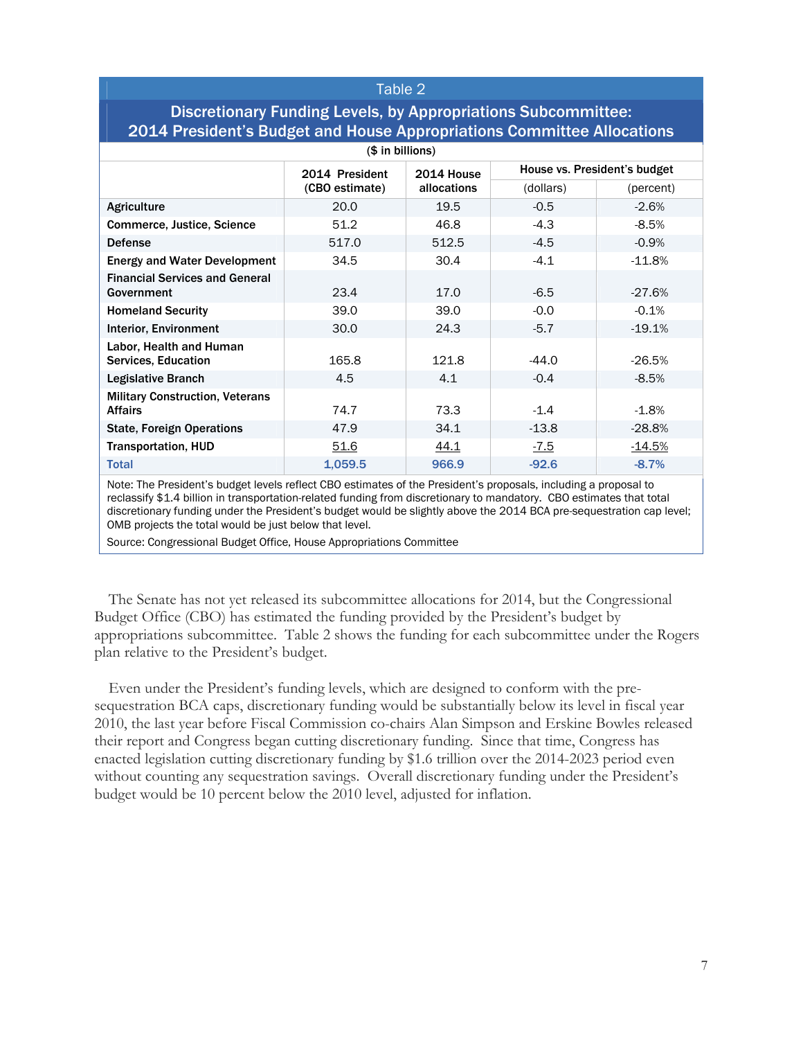Table 2

**Discretionary Funding Levels, by Appropriations Subcommittee: 2014 President's Budget and House Appropriations Committee Allocations**

($ in billions)

| | 2014 President (CBO estimate) | 2014 House allocations | House vs. President's budget | |
|---|---|---|---|---|
| | | | (dollars) | (percent) |
| **Agriculture** | 20.0 | 19.5 | -0.5 | -2.6% |
| **Commerce, Justice, Science** | 51.2 | 46.8 | -4.3 | -8.5% |
| **Defense** | 517.0 | 512.5 | -4.5 | -0.9% |
| **Energy and Water Development** | 34.5 | 30.4 | -4.1 | -11.8% |
| **Financial Services and General Government** | 23.4 | 17.0 | -6.5 | -27.6% |
| **Homeland Security** | 39.0 | 39.0 | -0.0 | -0.1% |
| **Interior, Environment** | 30.0 | 24.3 | -5.7 | -19.1% |
| **Labor, Health and Human Services, Education** | 165.8 | 121.8 | -44.0 | -26.5% |
| **Legislative Branch** | 4.5 | 4.1 | -0.4 | -8.5% |
| **Military Construction, Veterans Affairs** | 74.7 | 73.3 | -1.4 | -1.8% |
| **State, Foreign Operations** | 47.9 | 34.1 | -13.8 | -28.8% |
| **Transportation, HUD** | 51.6 | 44.1 | -7.5 | -14.5% |
| **Total** | 1,059.5 | 966.9 | -92.6 | -8.7% |

Note: The President's budget levels reflect CBO estimates of the President's proposals, including a proposal to reclassify $1.4 billion in transportation-related funding from discretionary to mandatory. CBO estimates that total discretionary funding under the President's budget would be slightly above the 2014 BCA pre-sequestration cap level; OMB projects the total would be just below that level.

Source: Congressional Budget Office, House Appropriations Committee

The Senate has not yet released its subcommittee allocations for 2014, but the Congressional Budget Office (CBO) has estimated the funding provided by the President's budget by appropriations subcommittee. Table 2 shows the funding for each subcommittee under the Rogers plan relative to the President's budget.

Even under the President's funding levels, which are designed to conform with the pre-sequestration BCA caps, discretionary funding would be substantially below its level in fiscal year 2010, the last year before Fiscal Commission co-chairs Alan Simpson and Erskine Bowles released their report and Congress began cutting discretionary funding. Since that time, Congress has enacted legislation cutting discretionary funding by $1.6 trillion over the 2014-2023 period even without counting any sequestration savings. Overall discretionary funding under the President's budget would be 10 percent below the 2010 level, adjusted for inflation.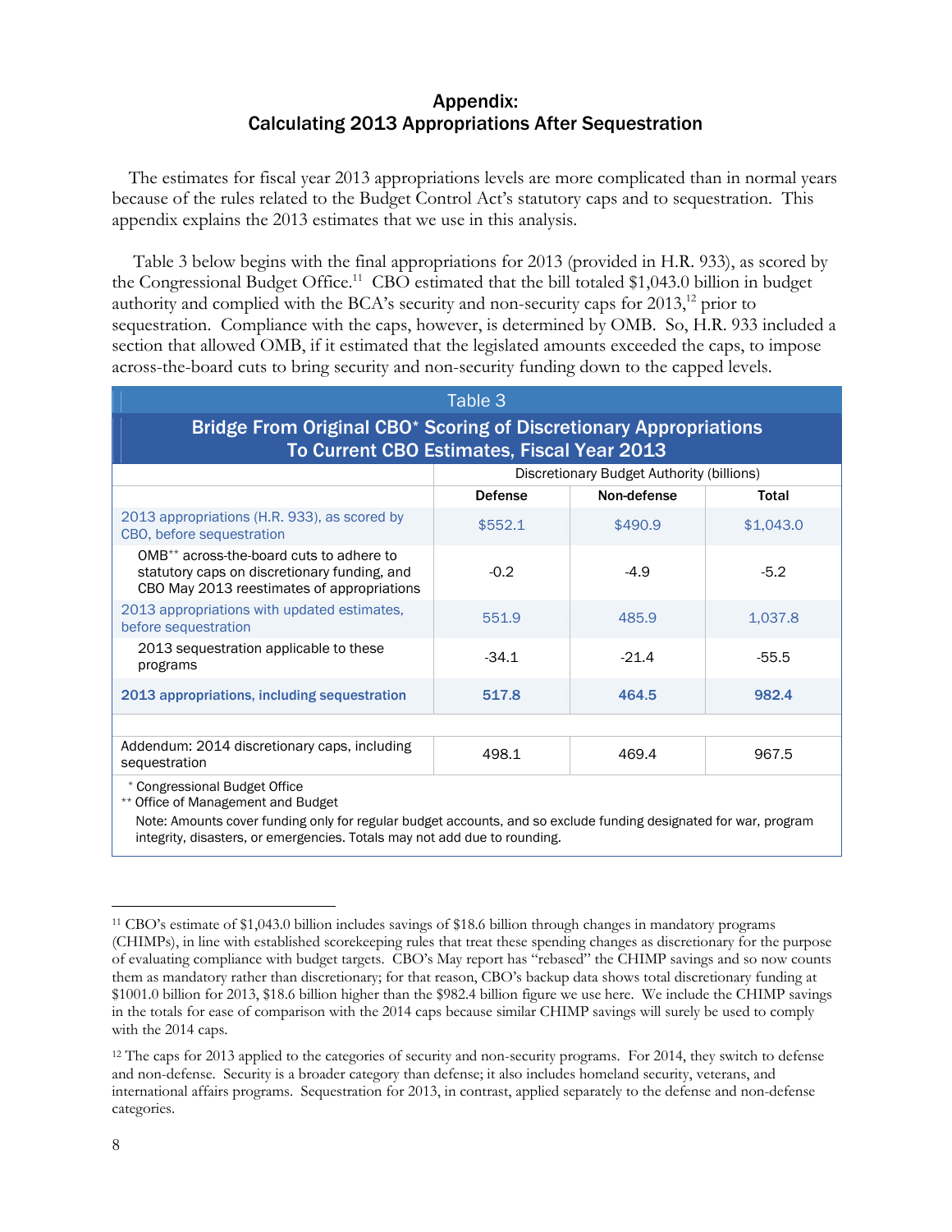## Appendix:
## Calculating 2013 Appropriations After Sequestration

The estimates for fiscal year 2013 appropriations levels are more complicated than in normal years because of the rules related to the Budget Control Act's statutory caps and to sequestration. This appendix explains the 2013 estimates that we use in this analysis.

Table 3 below begins with the final appropriations for 2013 (provided in H.R. 933), as scored by the Congressional Budget Office.[11] CBO estimated that the bill totaled $1,043.0 billion in budget authority and complied with the BCA's security and non-security caps for 2013,[12] prior to sequestration. Compliance with the caps, however, is determined by OMB. So, H.R. 933 included a section that allowed OMB, if it estimated that the legislated amounts exceeded the caps, to impose across-the-board cuts to bring security and non-security funding down to the capped levels.

**Table 3**

**Bridge From Original CBO* Scoring of Discretionary Appropriations To Current CBO Estimates, Fiscal Year 2013**

| | Discretionary Budget Authority (billions) | | |
|---|---|---|---|
| | **Defense** | **Non-defense** | **Total** |
| 2013 appropriations (H.R. 933), as scored by CBO, before sequestration | $552.1 | $490.9 | $1,043.0 |
| OMB** across-the-board cuts to adhere to statutory caps on discretionary funding, and CBO May 2013 reestimates of appropriations | -0.2 | -4.9 | -5.2 |
| 2013 appropriations with updated estimates, before sequestration | 551.9 | 485.9 | 1,037.8 |
| 2013 sequestration applicable to these programs | -34.1 | -21.4 | -55.5 |
| **2013 appropriations, including sequestration** | **517.8** | **464.5** | **982.4** |
| | | | |
| Addendum: 2014 discretionary caps, including sequestration | 498.1 | 469.4 | 967.5 |

\* Congressional Budget Office
\** Office of Management and Budget
Note: Amounts cover funding only for regular budget accounts, and so exclude funding designated for war, program integrity, disasters, or emergencies. Totals may not add due to rounding.

---

[11] CBO's estimate of $1,043.0 billion includes savings of $18.6 billion through changes in mandatory programs (CHIMPs), in line with established scorekeeping rules that treat these spending changes as discretionary for the purpose of evaluating compliance with budget targets. CBO's May report has "rebased" the CHIMP savings and so now counts them as mandatory rather than discretionary; for that reason, CBO's backup data shows total discretionary funding at $1001.0 billion for 2013, $18.6 billion higher than the $982.4 billion figure we use here. We include the CHIMP savings in the totals for ease of comparison with the 2014 caps because similar CHIMP savings will surely be used to comply with the 2014 caps.

[12] The caps for 2013 applied to the categories of security and non-security programs. For 2014, they switch to defense and non-defense. Security is a broader category than defense; it also includes homeland security, veterans, and international affairs programs. Sequestration for 2013, in contrast, applied separately to the defense and non-defense categories.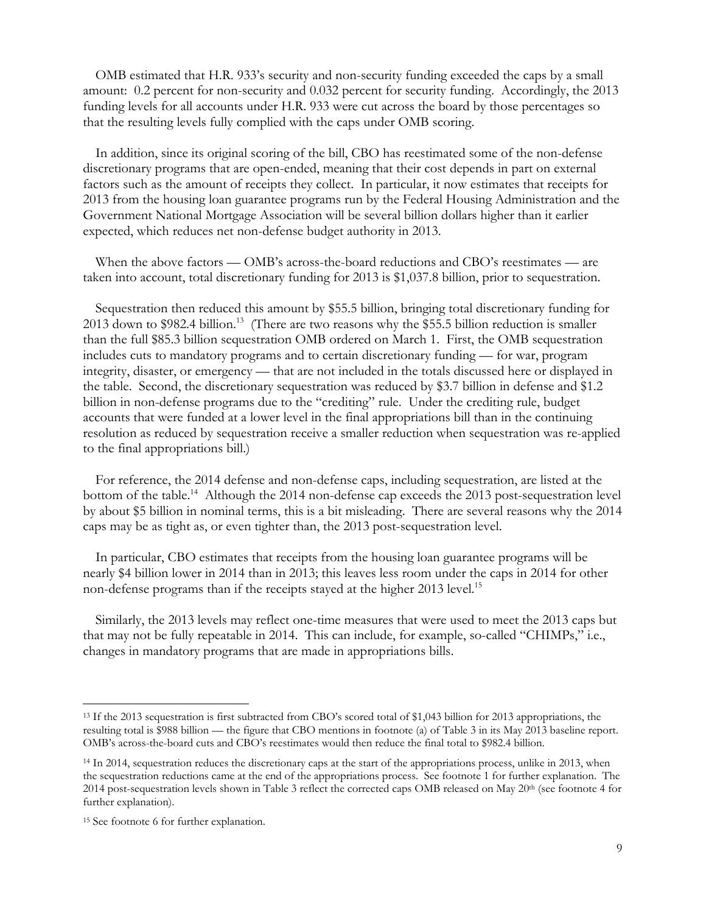OMB estimated that H.R. 933's security and non-security funding exceeded the caps by a small amount: 0.2 percent for non-security and 0.032 percent for security funding. Accordingly, the 2013 funding levels for all accounts under H.R. 933 were cut across the board by those percentages so that the resulting levels fully complied with the caps under OMB scoring.

In addition, since its original scoring of the bill, CBO has reestimated some of the non-defense discretionary programs that are open-ended, meaning that their cost depends in part on external factors such as the amount of receipts they collect. In particular, it now estimates that receipts for 2013 from the housing loan guarantee programs run by the Federal Housing Administration and the Government National Mortgage Association will be several billion dollars higher than it earlier expected, which reduces net non-defense budget authority in 2013.

When the above factors — OMB's across-the-board reductions and CBO's reestimates — are taken into account, total discretionary funding for 2013 is $1,037.8 billion, prior to sequestration.

Sequestration then reduced this amount by $55.5 billion, bringing total discretionary funding for 2013 down to $982.4 billion.[13] (There are two reasons why the $55.5 billion reduction is smaller than the full $85.3 billion sequestration OMB ordered on March 1. First, the OMB sequestration includes cuts to mandatory programs and to certain discretionary funding — for war, program integrity, disaster, or emergency — that are not included in the totals discussed here or displayed in the table. Second, the discretionary sequestration was reduced by $3.7 billion in defense and $1.2 billion in non-defense programs due to the "crediting" rule. Under the crediting rule, budget accounts that were funded at a lower level in the final appropriations bill than in the continuing resolution as reduced by sequestration receive a smaller reduction when sequestration was re-applied to the final appropriations bill.)

For reference, the 2014 defense and non-defense caps, including sequestration, are listed at the bottom of the table.[14] Although the 2014 non-defense cap exceeds the 2013 post-sequestration level by about $5 billion in nominal terms, this is a bit misleading. There are several reasons why the 2014 caps may be as tight as, or even tighter than, the 2013 post-sequestration level.

In particular, CBO estimates that receipts from the housing loan guarantee programs will be nearly $4 billion lower in 2014 than in 2013; this leaves less room under the caps in 2014 for other non-defense programs than if the receipts stayed at the higher 2013 level.[15]

Similarly, the 2013 levels may reflect one-time measures that were used to meet the 2013 caps but that may not be fully repeatable in 2014. This can include, for example, so-called "CHIMPs," i.e., changes in mandatory programs that are made in appropriations bills.

---

[13] If the 2013 sequestration is first subtracted from CBO's scored total of $1,043 billion for 2013 appropriations, the resulting total is $988 billion — the figure that CBO mentions in footnote (a) of Table 3 in its May 2013 baseline report. OMB's across-the-board cuts and CBO's reestimates would then reduce the final total to $982.4 billion.

[14] In 2014, sequestration reduces the discretionary caps at the start of the appropriations process, unlike in 2013, when the sequestration reductions came at the end of the appropriations process. See footnote 1 for further explanation. The 2014 post-sequestration levels shown in Table 3 reflect the corrected caps OMB released on May 20th (see footnote 4 for further explanation).

[15] See footnote 6 for further explanation.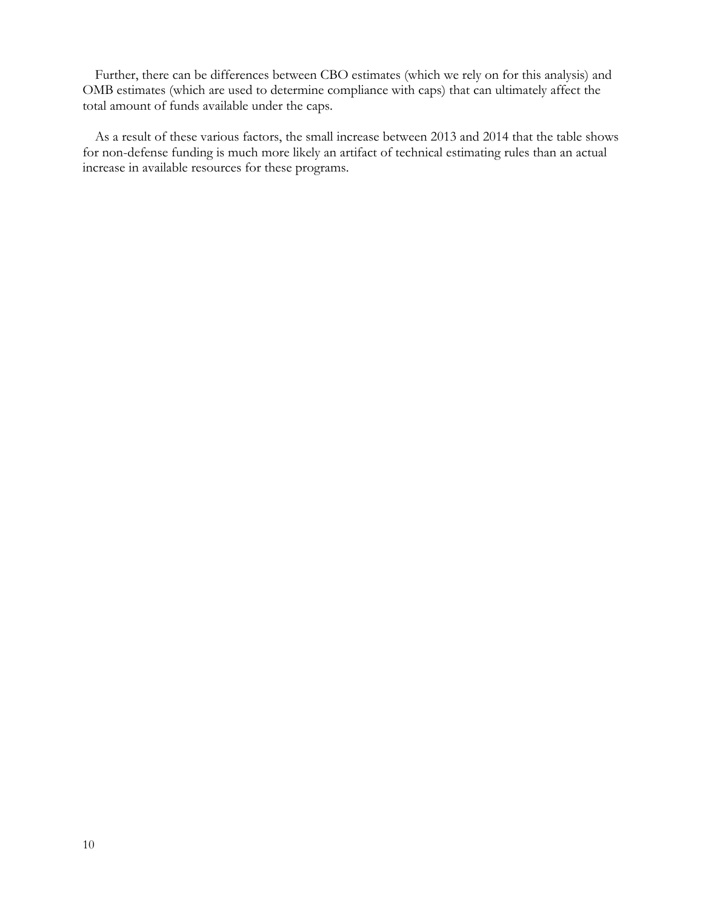Further, there can be differences between CBO estimates (which we rely on for this analysis) and OMB estimates (which are used to determine compliance with caps) that can ultimately affect the total amount of funds available under the caps.

As a result of these various factors, the small increase between 2013 and 2014 that the table shows for non-defense funding is much more likely an artifact of technical estimating rules than an actual increase in available resources for these programs.